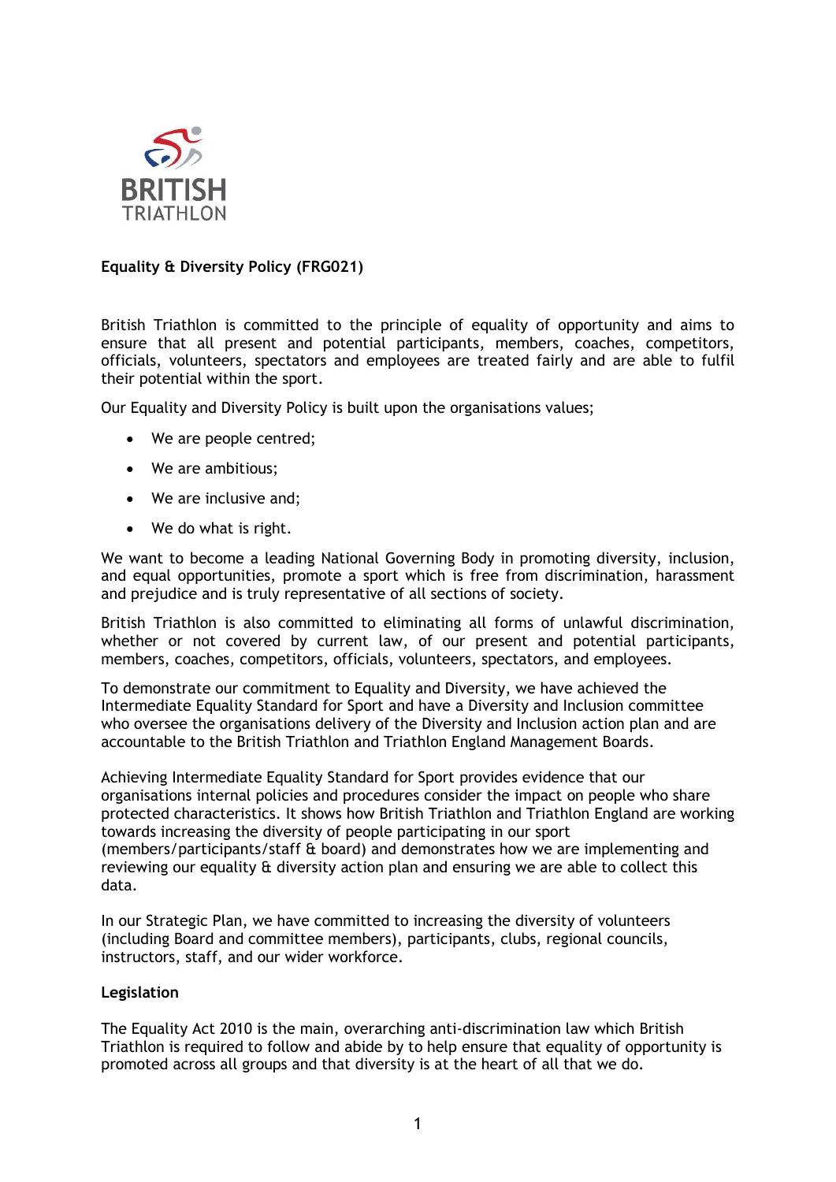BRITISH TRIATHLON

**Equality & Diversity Policy (FRG021)**

British Triathlon is committed to the principle of equality of opportunity and aims to ensure that all present and potential participants, members, coaches, competitors, officials, volunteers, spectators and employees are treated fairly and are able to fulfil their potential within the sport.

Our Equality and Diversity Policy is built upon the organisations values;

- We are people centred;
- We are ambitious;
- We are inclusive and;
- We do what is right.

We want to become a leading National Governing Body in promoting diversity, inclusion, and equal opportunities, promote a sport which is free from discrimination, harassment and prejudice and is truly representative of all sections of society.

British Triathlon is also committed to eliminating all forms of unlawful discrimination, whether or not covered by current law, of our present and potential participants, members, coaches, competitors, officials, volunteers, spectators, and employees.

To demonstrate our commitment to Equality and Diversity, we have achieved the Intermediate Equality Standard for Sport and have a Diversity and Inclusion committee who oversee the organisations delivery of the Diversity and Inclusion action plan and are accountable to the British Triathlon and Triathlon England Management Boards.

Achieving Intermediate Equality Standard for Sport provides evidence that our organisations internal policies and procedures consider the impact on people who share protected characteristics. It shows how British Triathlon and Triathlon England are working towards increasing the diversity of people participating in our sport (members/participants/staff & board) and demonstrates how we are implementing and reviewing our equality & diversity action plan and ensuring we are able to collect this data.

In our Strategic Plan, we have committed to increasing the diversity of volunteers (including Board and committee members), participants, clubs, regional councils, instructors, staff, and our wider workforce.

**Legislation**

The Equality Act 2010 is the main, overarching anti-discrimination law which British Triathlon is required to follow and abide by to help ensure that equality of opportunity is promoted across all groups and that diversity is at the heart of all that we do.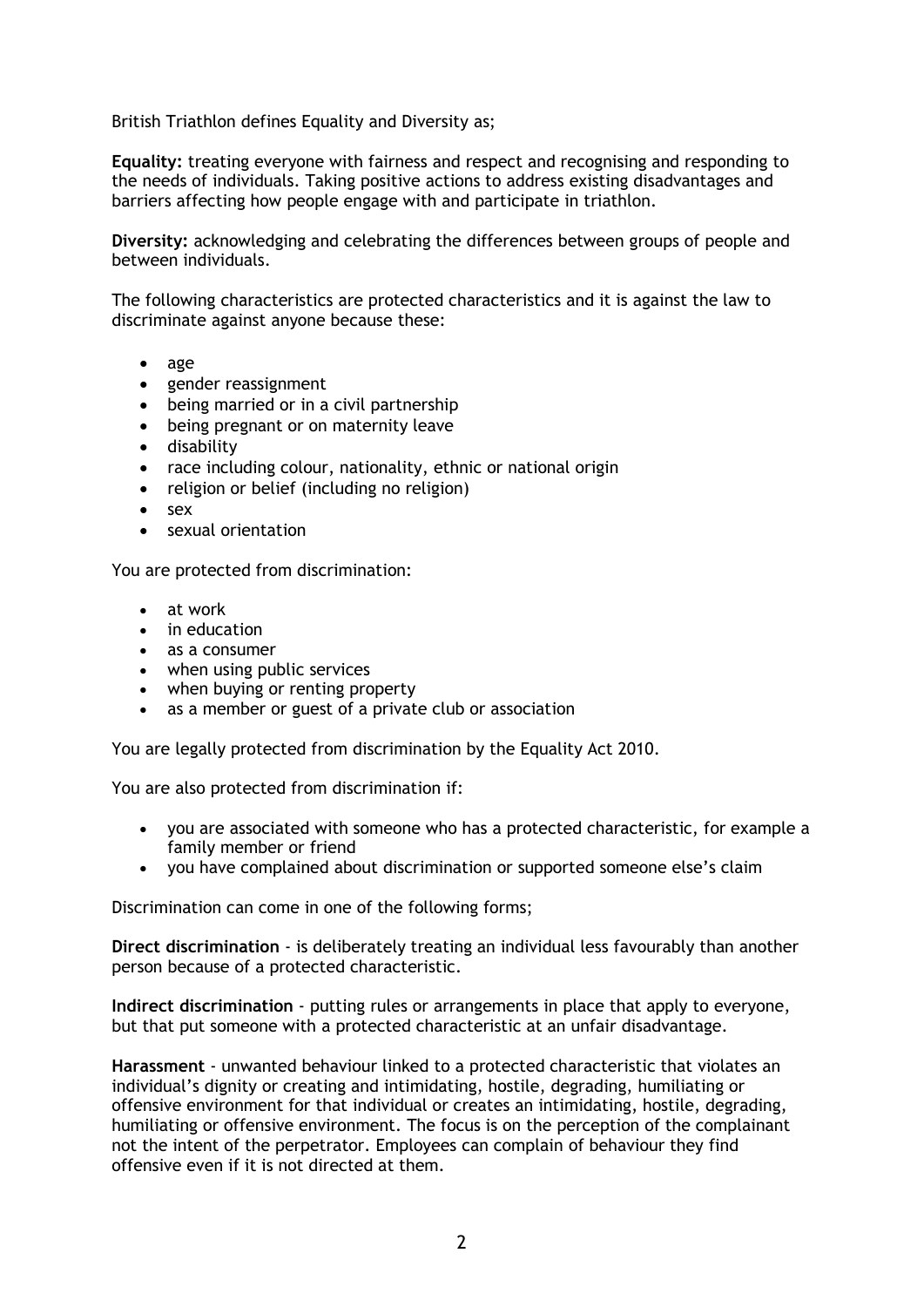British Triathlon defines Equality and Diversity as;

**Equality:** treating everyone with fairness and respect and recognising and responding to the needs of individuals. Taking positive actions to address existing disadvantages and barriers affecting how people engage with and participate in triathlon.

**Diversity:** acknowledging and celebrating the differences between groups of people and between individuals.

The following characteristics are protected characteristics and it is against the law to discriminate against anyone because these:

- age
- gender reassignment
- being married or in a civil partnership
- being pregnant or on maternity leave
- disability
- race including colour, nationality, ethnic or national origin
- religion or belief (including no religion)
- sex
- sexual orientation

You are protected from discrimination:

- at work
- in education
- as a consumer
- when using public services
- when buying or renting property
- as a member or guest of a private club or association

You are legally protected from discrimination by the Equality Act 2010.

You are also protected from discrimination if:

- you are associated with someone who has a protected characteristic, for example a family member or friend
- you have complained about discrimination or supported someone else's claim

Discrimination can come in one of the following forms;

**Direct discrimination** - is deliberately treating an individual less favourably than another person because of a protected characteristic.

**Indirect discrimination** - putting rules or arrangements in place that apply to everyone, but that put someone with a protected characteristic at an unfair disadvantage.

**Harassment** - unwanted behaviour linked to a protected characteristic that violates an individual's dignity or creating and intimidating, hostile, degrading, humiliating or offensive environment for that individual or creates an intimidating, hostile, degrading, humiliating or offensive environment. The focus is on the perception of the complainant not the intent of the perpetrator. Employees can complain of behaviour they find offensive even if it is not directed at them.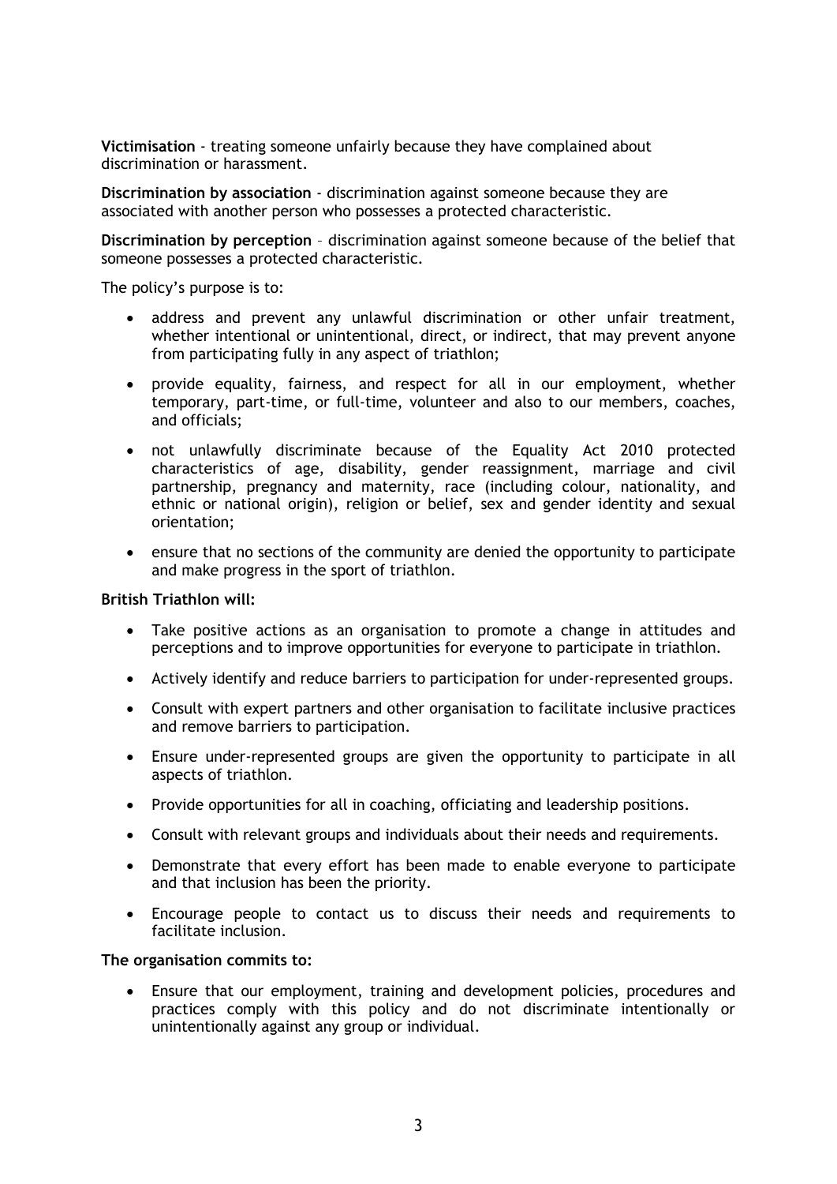**Victimisation** - treating someone unfairly because they have complained about discrimination or harassment.

**Discrimination by association** - discrimination against someone because they are associated with another person who possesses a protected characteristic.

**Discrimination by perception** – discrimination against someone because of the belief that someone possesses a protected characteristic.

The policy's purpose is to:

- address and prevent any unlawful discrimination or other unfair treatment, whether intentional or unintentional, direct, or indirect, that may prevent anyone from participating fully in any aspect of triathlon;
- provide equality, fairness, and respect for all in our employment, whether temporary, part-time, or full-time, volunteer and also to our members, coaches, and officials;
- not unlawfully discriminate because of the Equality Act 2010 protected characteristics of age, disability, gender reassignment, marriage and civil partnership, pregnancy and maternity, race (including colour, nationality, and ethnic or national origin), religion or belief, sex and gender identity and sexual orientation;
- ensure that no sections of the community are denied the opportunity to participate and make progress in the sport of triathlon.

**British Triathlon will:**

- Take positive actions as an organisation to promote a change in attitudes and perceptions and to improve opportunities for everyone to participate in triathlon.
- Actively identify and reduce barriers to participation for under-represented groups.
- Consult with expert partners and other organisation to facilitate inclusive practices and remove barriers to participation.
- Ensure under-represented groups are given the opportunity to participate in all aspects of triathlon.
- Provide opportunities for all in coaching, officiating and leadership positions.
- Consult with relevant groups and individuals about their needs and requirements.
- Demonstrate that every effort has been made to enable everyone to participate and that inclusion has been the priority.
- Encourage people to contact us to discuss their needs and requirements to facilitate inclusion.

**The organisation commits to:**

- Ensure that our employment, training and development policies, procedures and practices comply with this policy and do not discriminate intentionally or unintentionally against any group or individual.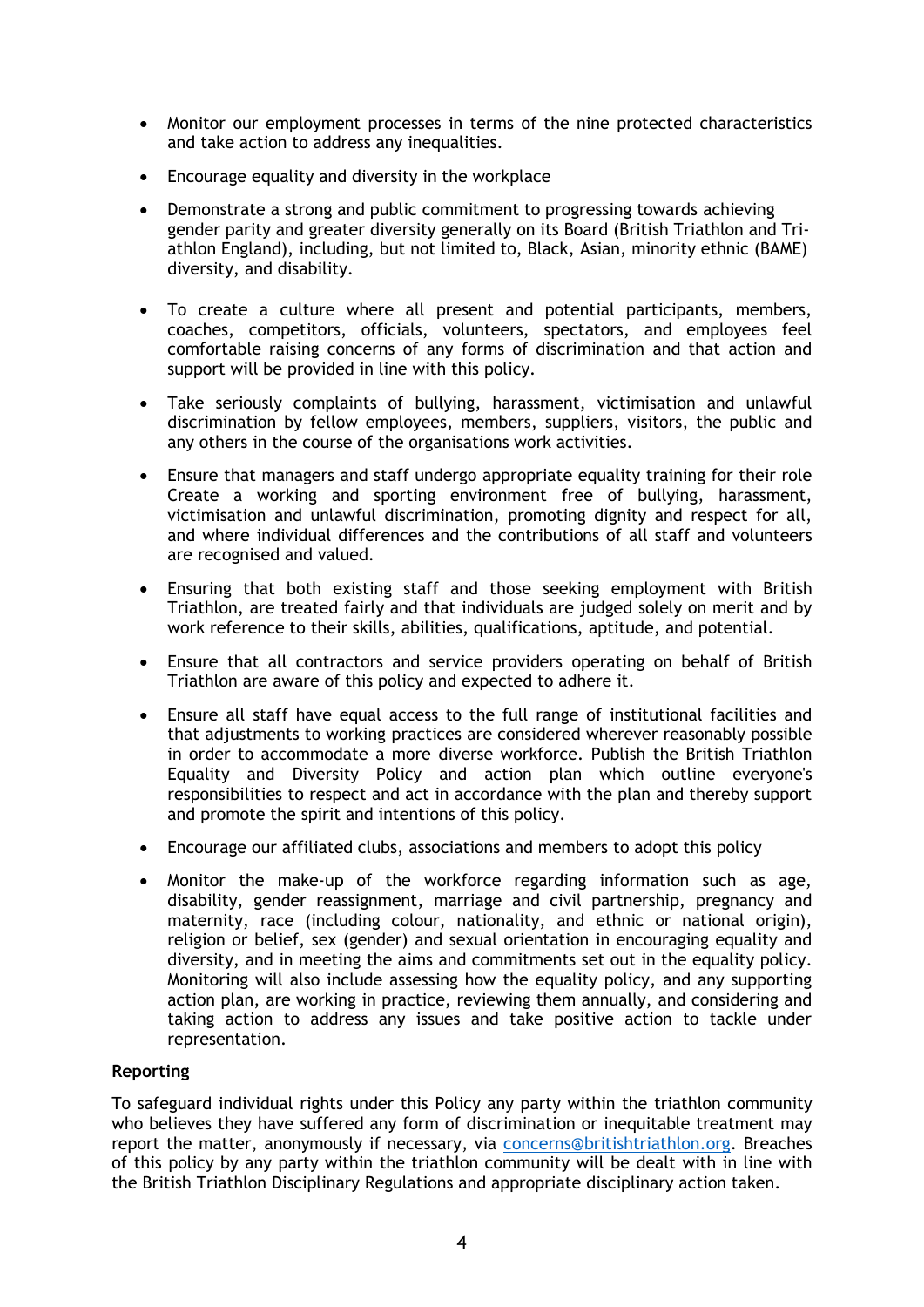- Monitor our employment processes in terms of the nine protected characteristics and take action to address any inequalities.
- Encourage equality and diversity in the workplace
- Demonstrate a strong and public commitment to progressing towards achieving gender parity and greater diversity generally on its Board (British Triathlon and Triathlon England), including, but not limited to, Black, Asian, minority ethnic (BAME) diversity, and disability.
- To create a culture where all present and potential participants, members, coaches, competitors, officials, volunteers, spectators, and employees feel comfortable raising concerns of any forms of discrimination and that action and support will be provided in line with this policy.
- Take seriously complaints of bullying, harassment, victimisation and unlawful discrimination by fellow employees, members, suppliers, visitors, the public and any others in the course of the organisations work activities.
- Ensure that managers and staff undergo appropriate equality training for their role Create a working and sporting environment free of bullying, harassment, victimisation and unlawful discrimination, promoting dignity and respect for all, and where individual differences and the contributions of all staff and volunteers are recognised and valued.
- Ensuring that both existing staff and those seeking employment with British Triathlon, are treated fairly and that individuals are judged solely on merit and by work reference to their skills, abilities, qualifications, aptitude, and potential.
- Ensure that all contractors and service providers operating on behalf of British Triathlon are aware of this policy and expected to adhere it.
- Ensure all staff have equal access to the full range of institutional facilities and that adjustments to working practices are considered wherever reasonably possible in order to accommodate a more diverse workforce. Publish the British Triathlon Equality and Diversity Policy and action plan which outline everyone's responsibilities to respect and act in accordance with the plan and thereby support and promote the spirit and intentions of this policy.
- Encourage our affiliated clubs, associations and members to adopt this policy
- Monitor the make-up of the workforce regarding information such as age, disability, gender reassignment, marriage and civil partnership, pregnancy and maternity, race (including colour, nationality, and ethnic or national origin), religion or belief, sex (gender) and sexual orientation in encouraging equality and diversity, and in meeting the aims and commitments set out in the equality policy. Monitoring will also include assessing how the equality policy, and any supporting action plan, are working in practice, reviewing them annually, and considering and taking action to address any issues and take positive action to tackle under representation.

**Reporting**

To safeguard individual rights under this Policy any party within the triathlon community who believes they have suffered any form of discrimination or inequitable treatment may report the matter, anonymously if necessary, via concerns@britishtriathlon.org. Breaches of this policy by any party within the triathlon community will be dealt with in line with the British Triathlon Disciplinary Regulations and appropriate disciplinary action taken.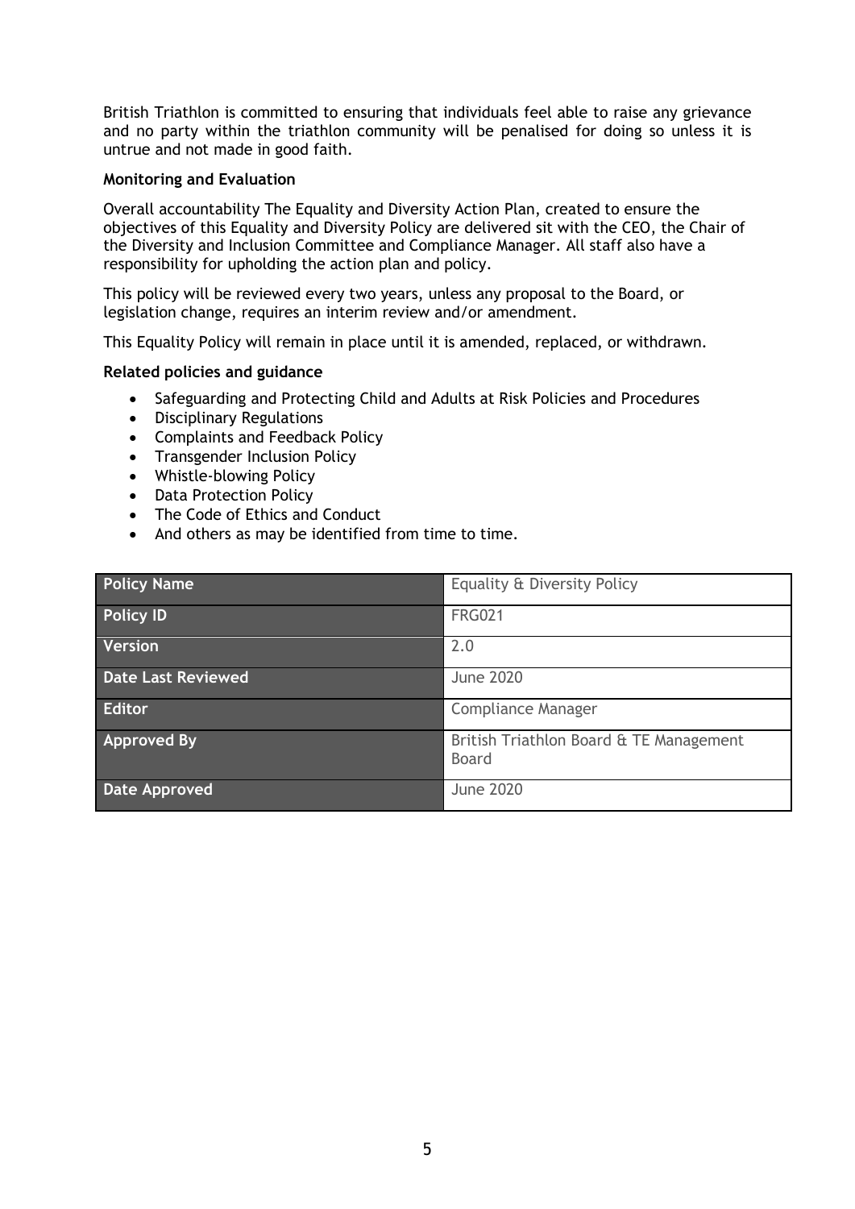British Triathlon is committed to ensuring that individuals feel able to raise any grievance and no party within the triathlon community will be penalised for doing so unless it is untrue and not made in good faith.

**Monitoring and Evaluation**

Overall accountability The Equality and Diversity Action Plan, created to ensure the objectives of this Equality and Diversity Policy are delivered sit with the CEO, the Chair of the Diversity and Inclusion Committee and Compliance Manager. All staff also have a responsibility for upholding the action plan and policy.

This policy will be reviewed every two years, unless any proposal to the Board, or legislation change, requires an interim review and/or amendment.

This Equality Policy will remain in place until it is amended, replaced, or withdrawn.

**Related policies and guidance**

- Safeguarding and Protecting Child and Adults at Risk Policies and Procedures
- Disciplinary Regulations
- Complaints and Feedback Policy
- Transgender Inclusion Policy
- Whistle-blowing Policy
- Data Protection Policy
- The Code of Ethics and Conduct
- And others as may be identified from time to time.

| | |
|---|---|
| **Policy Name** | Equality & Diversity Policy |
| **Policy ID** | FRG021 |
| **Version** | 2.0 |
| **Date Last Reviewed** | June 2020 |
| **Editor** | Compliance Manager |
| **Approved By** | British Triathlon Board & TE Management Board |
| **Date Approved** | June 2020 |